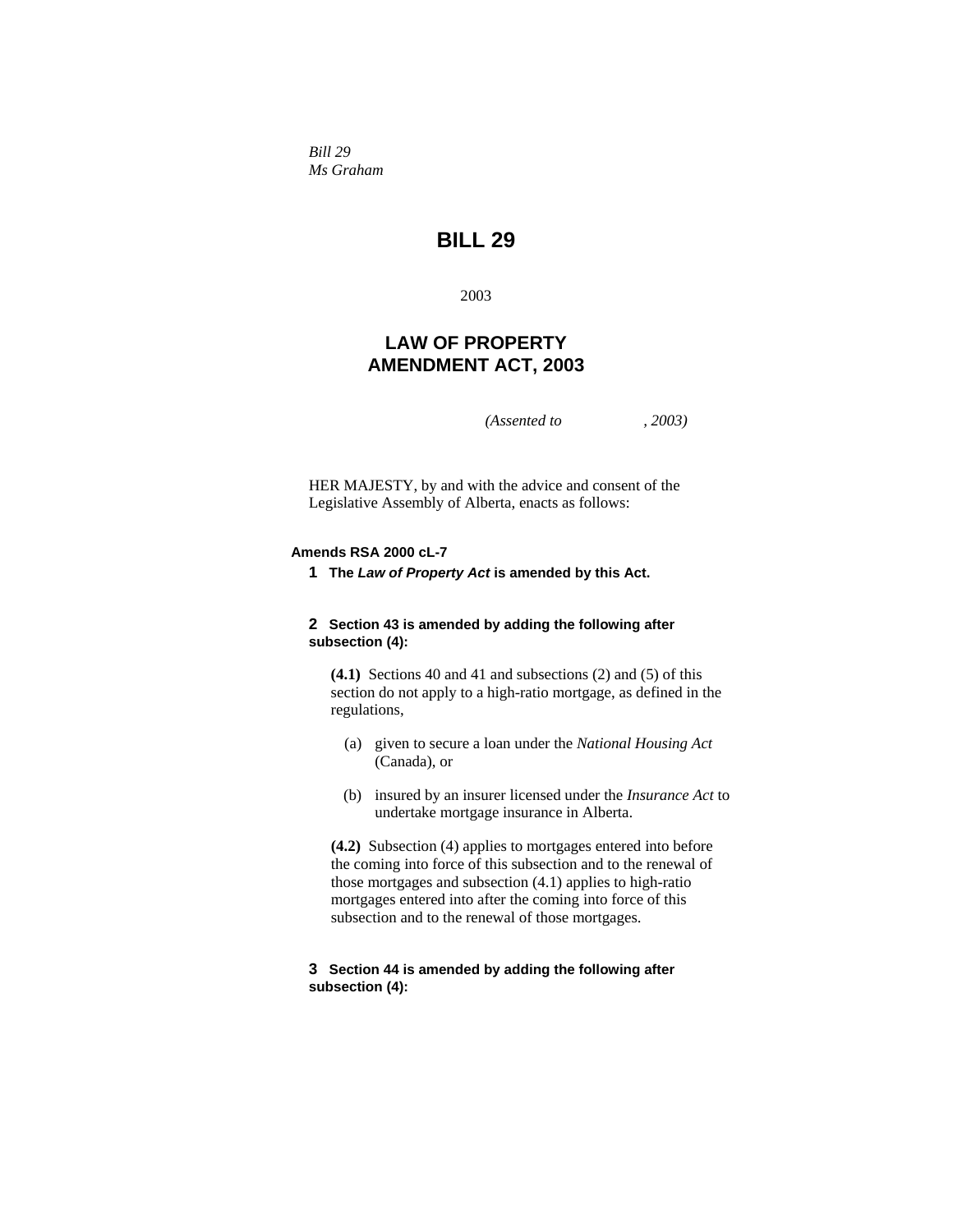*Bill 29*
*Ms Graham*

# BILL 29

2003

## LAW OF PROPERTY AMENDMENT ACT, 2003

*(Assented to , 2003)*

HER MAJESTY, by and with the advice and consent of the Legislative Assembly of Alberta, enacts as follows:

**Amends RSA 2000 cL-7**

**1 The *Law of Property Act* is amended by this Act.**

**2 Section 43 is amended by adding the following after subsection (4):**

**(4.1)** Sections 40 and 41 and subsections (2) and (5) of this section do not apply to a high-ratio mortgage, as defined in the regulations,

(a) given to secure a loan under the *National Housing Act* (Canada), or

(b) insured by an insurer licensed under the *Insurance Act* to undertake mortgage insurance in Alberta.

**(4.2)** Subsection (4) applies to mortgages entered into before the coming into force of this subsection and to the renewal of those mortgages and subsection (4.1) applies to high-ratio mortgages entered into after the coming into force of this subsection and to the renewal of those mortgages.

**3 Section 44 is amended by adding the following after subsection (4):**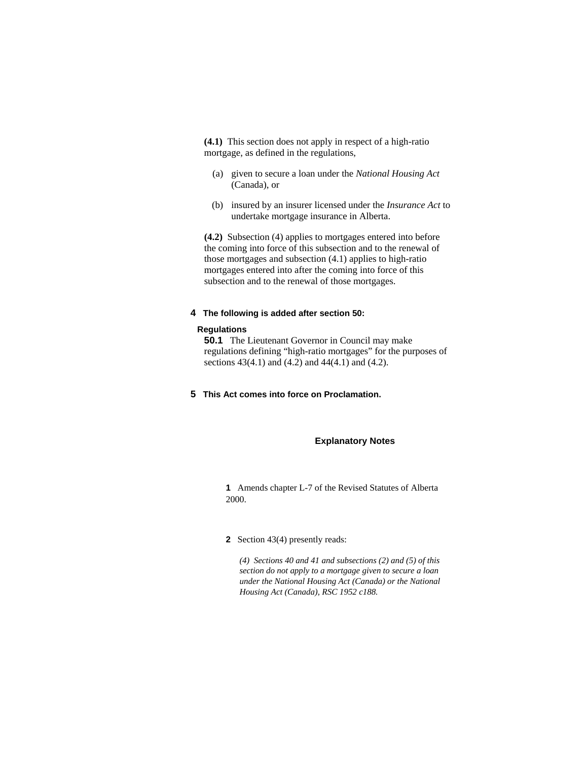**(4.1)** This section does not apply in respect of a high-ratio mortgage, as defined in the regulations,

(a) given to secure a loan under the *National Housing Act* (Canada), or

(b) insured by an insurer licensed under the *Insurance Act* to undertake mortgage insurance in Alberta.

**(4.2)** Subsection (4) applies to mortgages entered into before the coming into force of this subsection and to the renewal of those mortgages and subsection (4.1) applies to high-ratio mortgages entered into after the coming into force of this subsection and to the renewal of those mortgages.

**4 The following is added after section 50:**

**Regulations**

**50.1** The Lieutenant Governor in Council may make regulations defining "high-ratio mortgages" for the purposes of sections 43(4.1) and (4.2) and 44(4.1) and (4.2).

**5 This Act comes into force on Proclamation.**

## Explanatory Notes

**1** Amends chapter L-7 of the Revised Statutes of Alberta 2000.

**2** Section 43(4) presently reads:

*(4) Sections 40 and 41 and subsections (2) and (5) of this section do not apply to a mortgage given to secure a loan under the National Housing Act (Canada) or the National Housing Act (Canada), RSC 1952 c188.*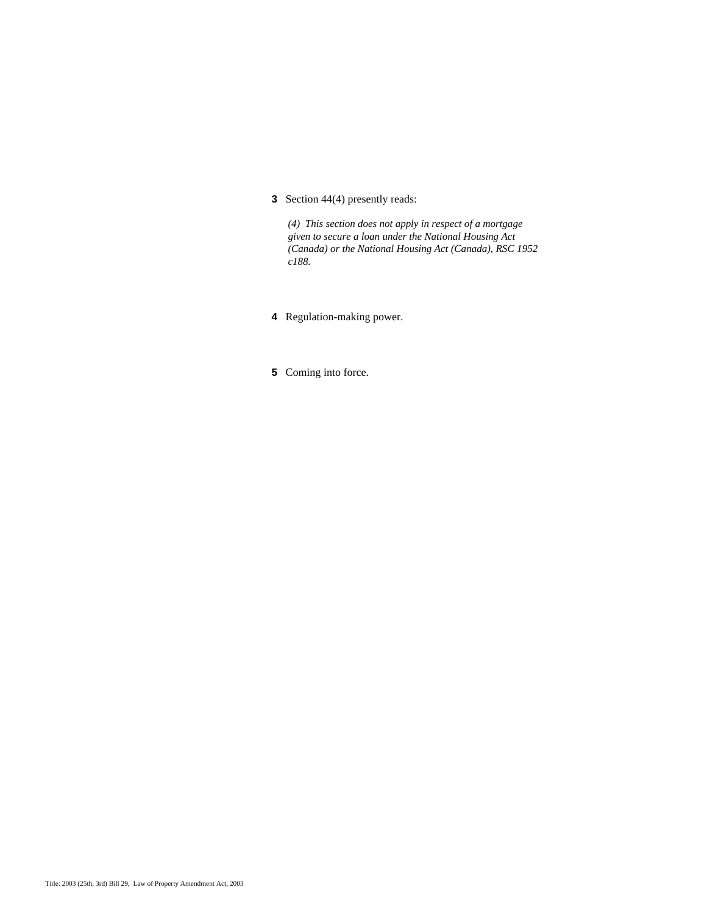**3** Section 44(4) presently reads:

*(4) This section does not apply in respect of a mortgage given to secure a loan under the National Housing Act (Canada) or the National Housing Act (Canada), RSC 1952 c188.*

**4** Regulation-making power.

**5** Coming into force.